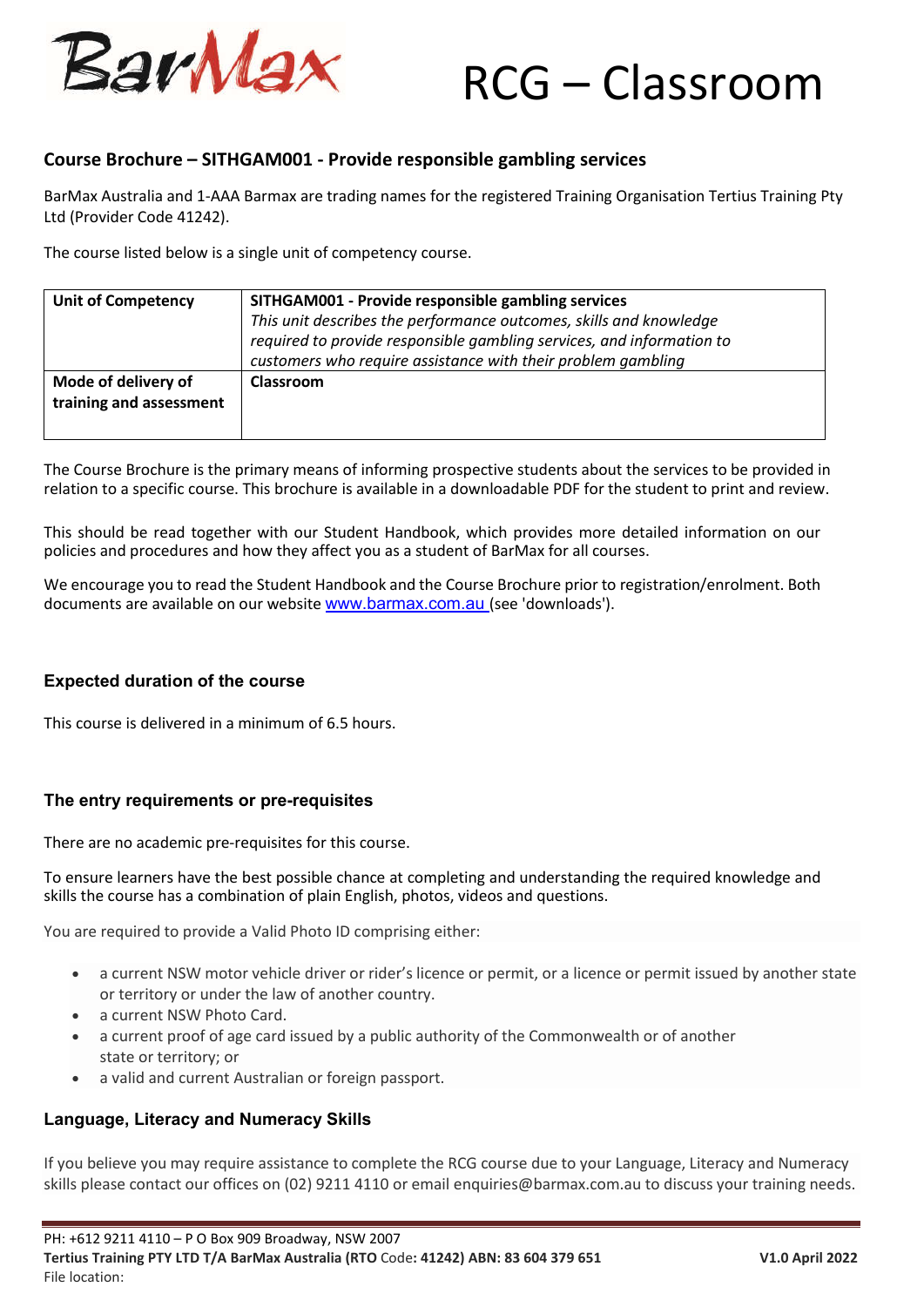# RCG – Classroom

## Course Brochure – SITHGAM001 - Provide responsible gambling services

BarMax Australia and 1-AAA Barmax are trading names for the registered Training Organisation Tertius Training Pty Ltd (Provider Code 41242).

The course listed below is a single unit of competency course.

| Unit of Competency | **SITHGAM001 - Provide responsible gambling services**<br>*This unit describes the performance outcomes, skills and knowledge required to provide responsible gambling services, and information to customers who require assistance with their problem gambling* |
|---|---|
| **Mode of delivery of training and assessment** | **Classroom** |

The Course Brochure is the primary means of informing prospective students about the services to be provided in relation to a specific course. This brochure is available in a downloadable PDF for the student to print and review.

This should be read together with our Student Handbook, which provides more detailed information on our policies and procedures and how they affect you as a student of BarMax for all courses.

We encourage you to read the Student Handbook and the Course Brochure prior to registration/enrolment. Both documents are available on our website www.barmax.com.au (see 'downloads').

### Expected duration of the course

This course is delivered in a minimum of 6.5 hours.

### The entry requirements or pre-requisites

There are no academic pre-requisites for this course.

To ensure learners have the best possible chance at completing and understanding the required knowledge and skills the course has a combination of plain English, photos, videos and questions.

You are required to provide a Valid Photo ID comprising either:

- a current NSW motor vehicle driver or rider's licence or permit, or a licence or permit issued by another state or territory or under the law of another country.
- a current NSW Photo Card.
- a current proof of age card issued by a public authority of the Commonwealth or of another state or territory; or
- a valid and current Australian or foreign passport.

### Language, Literacy and Numeracy Skills

If you believe you may require assistance to complete the RCG course due to your Language, Literacy and Numeracy skills please contact our offices on (02) 9211 4110 or email enquiries@barmax.com.au to discuss your training needs.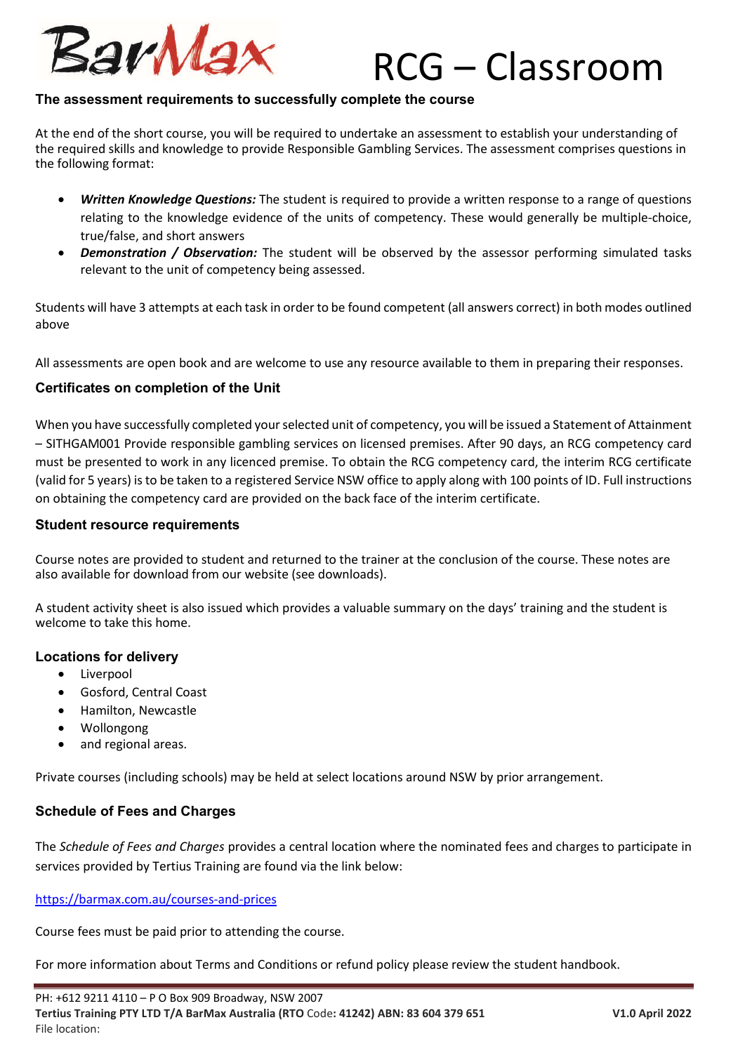## The assessment requirements to successfully complete the course

At the end of the short course, you will be required to undertake an assessment to establish your understanding of the required skills and knowledge to provide Responsible Gambling Services. The assessment comprises questions in the following format:

- ***Written Knowledge Questions:*** The student is required to provide a written response to a range of questions relating to the knowledge evidence of the units of competency. These would generally be multiple-choice, true/false, and short answers
- ***Demonstration / Observation:*** The student will be observed by the assessor performing simulated tasks relevant to the unit of competency being assessed.

Students will have 3 attempts at each task in order to be found competent (all answers correct) in both modes outlined above

All assessments are open book and are welcome to use any resource available to them in preparing their responses.

### Certificates on completion of the Unit

When you have successfully completed your selected unit of competency, you will be issued a Statement of Attainment – SITHGAM001 Provide responsible gambling services on licensed premises. After 90 days, an RCG competency card must be presented to work in any licenced premise. To obtain the RCG competency card, the interim RCG certificate (valid for 5 years) is to be taken to a registered Service NSW office to apply along with 100 points of ID. Full instructions on obtaining the competency card are provided on the back face of the interim certificate.

### Student resource requirements

Course notes are provided to student and returned to the trainer at the conclusion of the course. These notes are also available for download from our website (see downloads).

A student activity sheet is also issued which provides a valuable summary on the days' training and the student is welcome to take this home.

### Locations for delivery

- Liverpool
- Gosford, Central Coast
- Hamilton, Newcastle
- Wollongong
- and regional areas.

Private courses (including schools) may be held at select locations around NSW by prior arrangement.

### Schedule of Fees and Charges

The *Schedule of Fees and Charges* provides a central location where the nominated fees and charges to participate in services provided by Tertius Training are found via the link below:

https://barmax.com.au/courses-and-prices

Course fees must be paid prior to attending the course.

For more information about Terms and Conditions or refund policy please review the student handbook.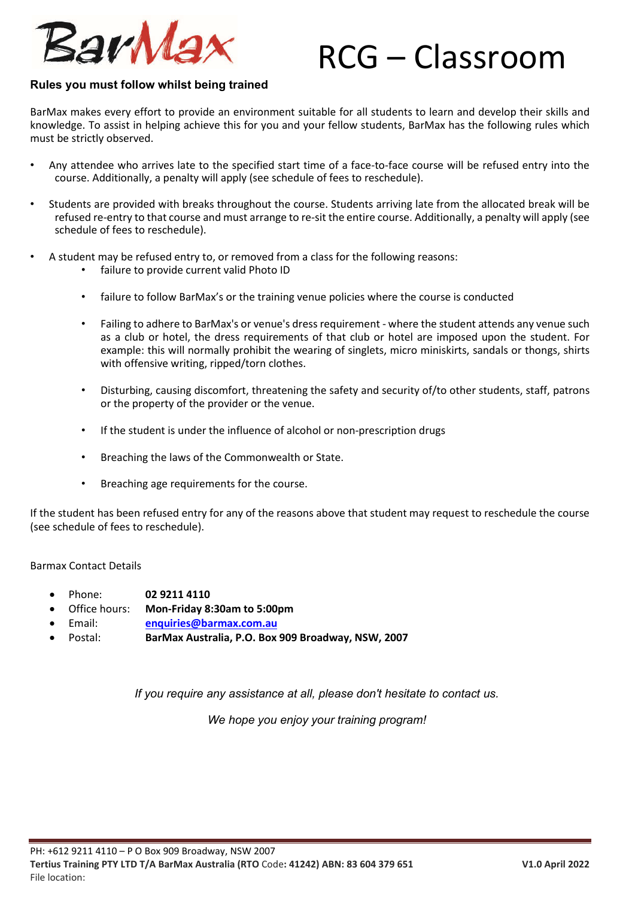# RCG – Classroom

**Rules you must follow whilst being trained**

BarMax makes every effort to provide an environment suitable for all students to learn and develop their skills and knowledge. To assist in helping achieve this for you and your fellow students, BarMax has the following rules which must be strictly observed.

- Any attendee who arrives late to the specified start time of a face-to-face course will be refused entry into the course. Additionally, a penalty will apply (see schedule of fees to reschedule).
- Students are provided with breaks throughout the course. Students arriving late from the allocated break will be refused re-entry to that course and must arrange to re-sit the entire course. Additionally, a penalty will apply (see schedule of fees to reschedule).
- A student may be refused entry to, or removed from a class for the following reasons:
  - failure to provide current valid Photo ID
  - failure to follow BarMax's or the training venue policies where the course is conducted
  - Failing to adhere to BarMax's or venue's dress requirement - where the student attends any venue such as a club or hotel, the dress requirements of that club or hotel are imposed upon the student. For example: this will normally prohibit the wearing of singlets, micro miniskirts, sandals or thongs, shirts with offensive writing, ripped/torn clothes.
  - Disturbing, causing discomfort, threatening the safety and security of/to other students, staff, patrons or the property of the provider or the venue.
  - If the student is under the influence of alcohol or non-prescription drugs
  - Breaching the laws of the Commonwealth or State.
  - Breaching age requirements for the course.

If the student has been refused entry for any of the reasons above that student may request to reschedule the course (see schedule of fees to reschedule).

Barmax Contact Details

- Phone: **02 9211 4110**
- Office hours: **Mon-Friday 8:30am to 5:00pm**
- Email: **enquiries@barmax.com.au**
- Postal: **BarMax Australia, P.O. Box 909 Broadway, NSW, 2007**

*If you require any assistance at all, please don't hesitate to contact us.*

*We hope you enjoy your training program!*